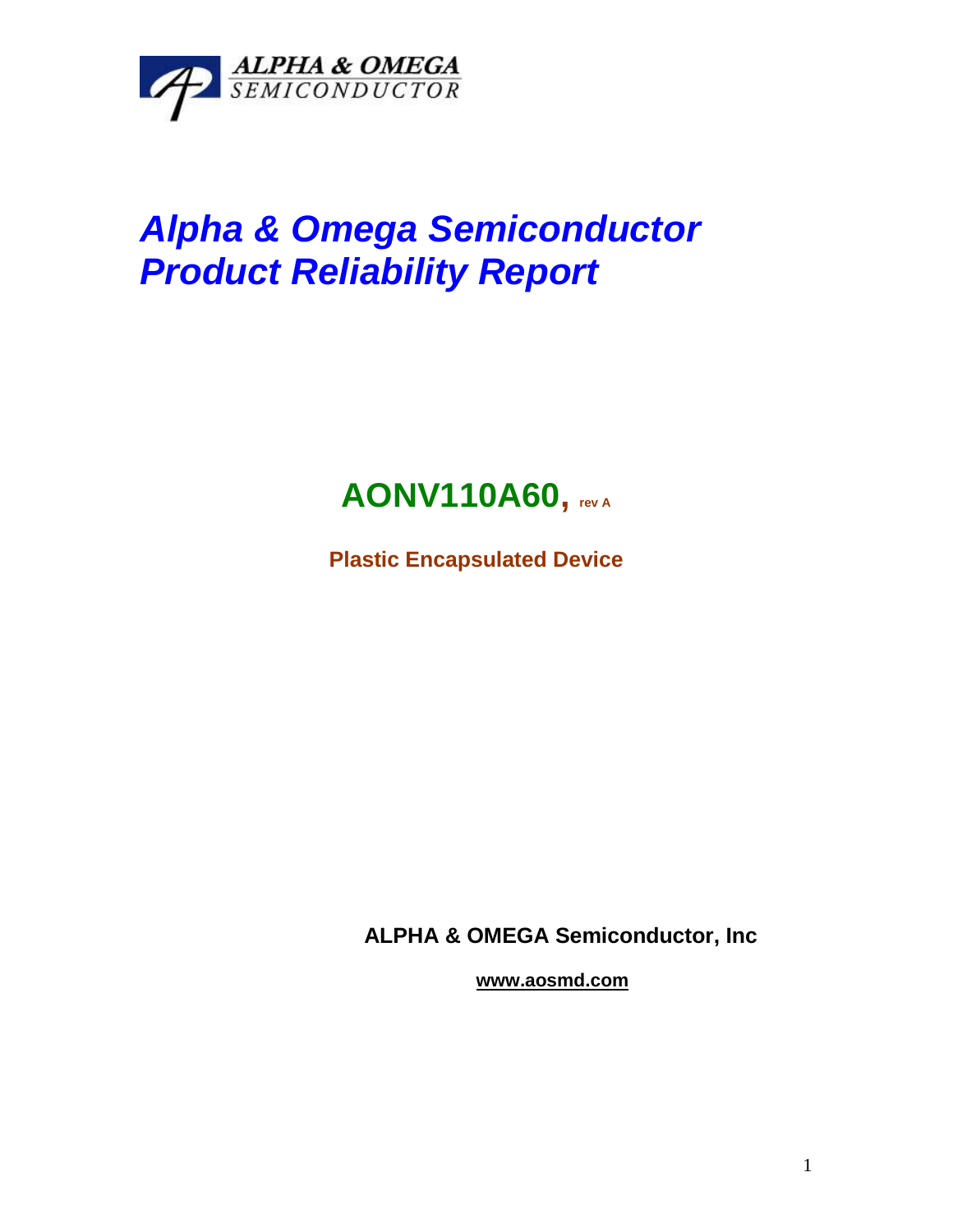ALPHA & OMEGA
SEMICONDUCTOR

# *Alpha & Omega Semiconductor Product Reliability Report*

## AONV110A60, rev A

**Plastic Encapsulated Device**

**ALPHA & OMEGA Semiconductor, Inc**

**www.aosmd.com**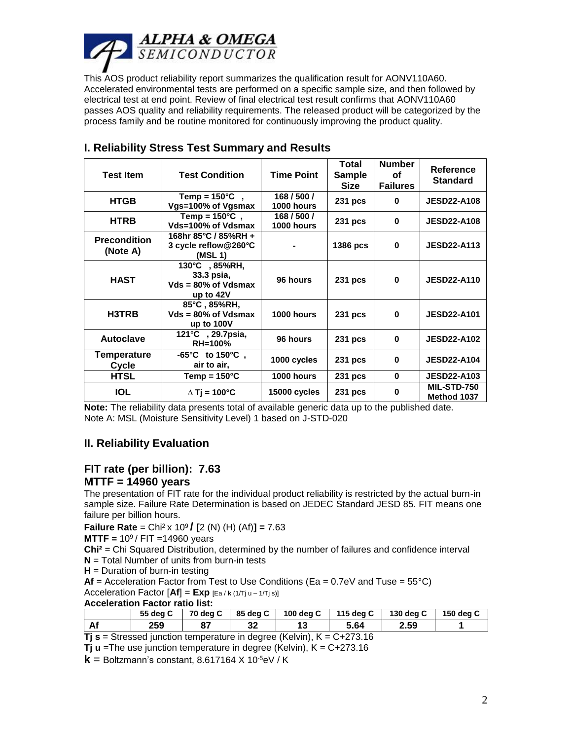ALPHA & OMEGA SEMICONDUCTOR

This AOS product reliability report summarizes the qualification result for AONV110A60. Accelerated environmental tests are performed on a specific sample size, and then followed by electrical test at end point. Review of final electrical test result confirms that AONV110A60 passes AOS quality and reliability requirements. The released product will be categorized by the process family and be routine monitored for continuously improving the product quality.

## I. Reliability Stress Test Summary and Results

| Test Item | Test Condition | Time Point | Total Sample Size | Number of Failures | Reference Standard |
|---|---|---|---|---|---|
| **HTGB** | **Temp = 150°C , Vgs=100% of Vgsmax** | **168 / 500 / 1000 hours** | **231 pcs** | **0** | **JESD22-A108** |
| **HTRB** | **Temp = 150°C , Vds=100% of Vdsmax** | **168 / 500 / 1000 hours** | **231 pcs** | **0** | **JESD22-A108** |
| **Precondition (Note A)** | **168hr 85°C / 85%RH + 3 cycle reflow@260°C (MSL 1)** | **-** | **1386 pcs** | **0** | **JESD22-A113** |
| **HAST** | **130°C , 85%RH, 33.3 psia, Vds = 80% of Vdsmax up to 42V** | **96 hours** | **231 pcs** | **0** | **JESD22-A110** |
| **H3TRB** | **85°C , 85%RH, Vds = 80% of Vdsmax up to 100V** | **1000 hours** | **231 pcs** | **0** | **JESD22-A101** |
| **Autoclave** | **121°C , 29.7psia, RH=100%** | **96 hours** | **231 pcs** | **0** | **JESD22-A102** |
| **Temperature Cycle** | **-65°C to 150°C , air to air,** | **1000 cycles** | **231 pcs** | **0** | **JESD22-A104** |
| **HTSL** | **Temp = 150°C** | **1000 hours** | **231 pcs** | **0** | **JESD22-A103** |
| **IOL** | **$\Delta$ Tj = 100°C** | **15000 cycles** | **231 pcs** | **0** | **MIL-STD-750 Method 1037** |

**Note:** The reliability data presents total of available generic data up to the published date.
Note A: MSL (Moisture Sensitivity Level) 1 based on J-STD-020

## II. Reliability Evaluation

### FIT rate (per billion): 7.63
### MTTF = 14960 years

The presentation of FIT rate for the individual product reliability is restricted by the actual burn-in sample size. Failure Rate Determination is based on JEDEC Standard JESD 85. FIT means one failure per billion hours.

**Failure Rate** = $Chi^2 \times 10^9$ **/ [**2 (N) (H) (Af)**] =** 7.63

**MTTF =** $10^9$ / FIT =14960 years

**Chi²** = Chi Squared Distribution, determined by the number of failures and confidence interval

**N** = Total Number of units from burn-in tests

**H** = Duration of burn-in testing

**Af** = Acceleration Factor from Test to Use Conditions (Ea = 0.7eV and Tuse = 55°C)

Acceleration Factor [**Af**] = **Exp** [Ea / **k** (1/Tj u – 1/Tj s)]

**Acceleration Factor ratio list:**

| | 55 deg C | 70 deg C | 85 deg C | 100 deg C | 115 deg C | 130 deg C | 150 deg C |
|---|---|---|---|---|---|---|---|
| **Af** | **259** | **87** | **32** | **13** | **5.64** | **2.59** | **1** |

**Tj s** = Stressed junction temperature in degree (Kelvin), K = C+273.16

**Tj u** =The use junction temperature in degree (Kelvin), K = C+273.16

**k** = Boltzmann's constant, 8.617164 X $10^{-5}$eV / K